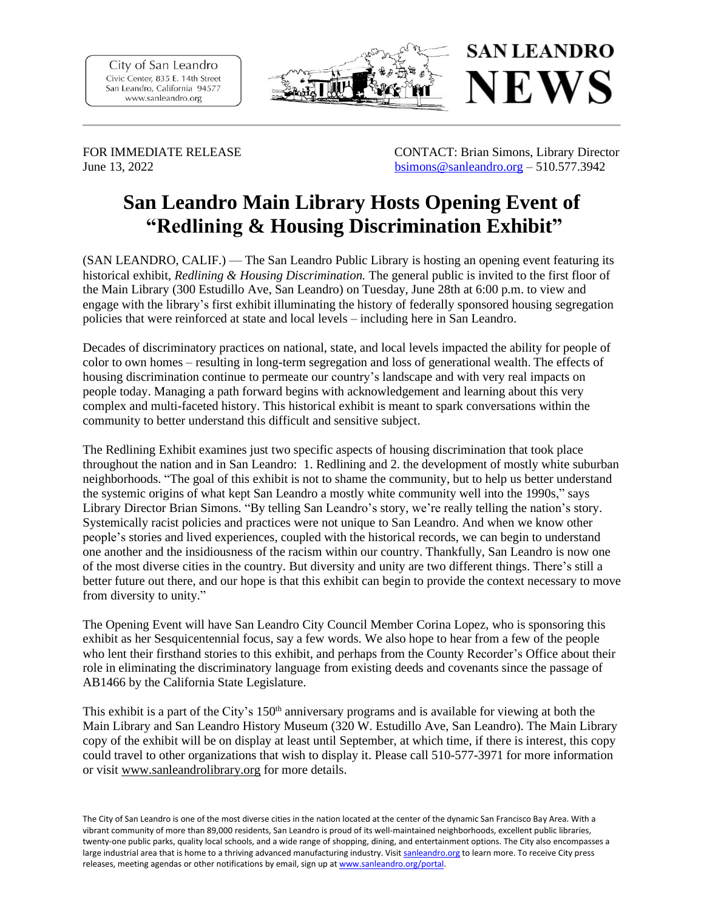City of San Leandro
Civic Center, 835 E. 14th Street
San Leandro, California 94577
www.sanleandro.org

**SAN LEANDRO NEWS**

FOR IMMEDIATE RELEASE
June 13, 2022

CONTACT: Brian Simons, Library Director
bsimons@sanleandro.org – 510.577.3942

# San Leandro Main Library Hosts Opening Event of "Redlining & Housing Discrimination Exhibit"

(SAN LEANDRO, CALIF.) — The San Leandro Public Library is hosting an opening event featuring its historical exhibit, *Redlining & Housing Discrimination.* The general public is invited to the first floor of the Main Library (300 Estudillo Ave, San Leandro) on Tuesday, June 28th at 6:00 p.m. to view and engage with the library's first exhibit illuminating the history of federally sponsored housing segregation policies that were reinforced at state and local levels – including here in San Leandro.

Decades of discriminatory practices on national, state, and local levels impacted the ability for people of color to own homes – resulting in long-term segregation and loss of generational wealth. The effects of housing discrimination continue to permeate our country's landscape and with very real impacts on people today. Managing a path forward begins with acknowledgement and learning about this very complex and multi-faceted history. This historical exhibit is meant to spark conversations within the community to better understand this difficult and sensitive subject.

The Redlining Exhibit examines just two specific aspects of housing discrimination that took place throughout the nation and in San Leandro: 1. Redlining and 2. the development of mostly white suburban neighborhoods. "The goal of this exhibit is not to shame the community, but to help us better understand the systemic origins of what kept San Leandro a mostly white community well into the 1990s," says Library Director Brian Simons. "By telling San Leandro's story, we're really telling the nation's story. Systemically racist policies and practices were not unique to San Leandro. And when we know other people's stories and lived experiences, coupled with the historical records, we can begin to understand one another and the insidiousness of the racism within our country. Thankfully, San Leandro is now one of the most diverse cities in the country. But diversity and unity are two different things. There's still a better future out there, and our hope is that this exhibit can begin to provide the context necessary to move from diversity to unity."

The Opening Event will have San Leandro City Council Member Corina Lopez, who is sponsoring this exhibit as her Sesquicentennial focus, say a few words. We also hope to hear from a few of the people who lent their firsthand stories to this exhibit, and perhaps from the County Recorder's Office about their role in eliminating the discriminatory language from existing deeds and covenants since the passage of AB1466 by the California State Legislature.

This exhibit is a part of the City's 150th anniversary programs and is available for viewing at both the Main Library and San Leandro History Museum (320 W. Estudillo Ave, San Leandro). The Main Library copy of the exhibit will be on display at least until September, at which time, if there is interest, this copy could travel to other organizations that wish to display it. Please call 510-577-3971 for more information or visit www.sanleandrolibrary.org for more details.

The City of San Leandro is one of the most diverse cities in the nation located at the center of the dynamic San Francisco Bay Area. With a vibrant community of more than 89,000 residents, San Leandro is proud of its well-maintained neighborhoods, excellent public libraries, twenty-one public parks, quality local schools, and a wide range of shopping, dining, and entertainment options. The City also encompasses a large industrial area that is home to a thriving advanced manufacturing industry. Visit sanleandro.org to learn more. To receive City press releases, meeting agendas or other notifications by email, sign up at www.sanleandro.org/portal.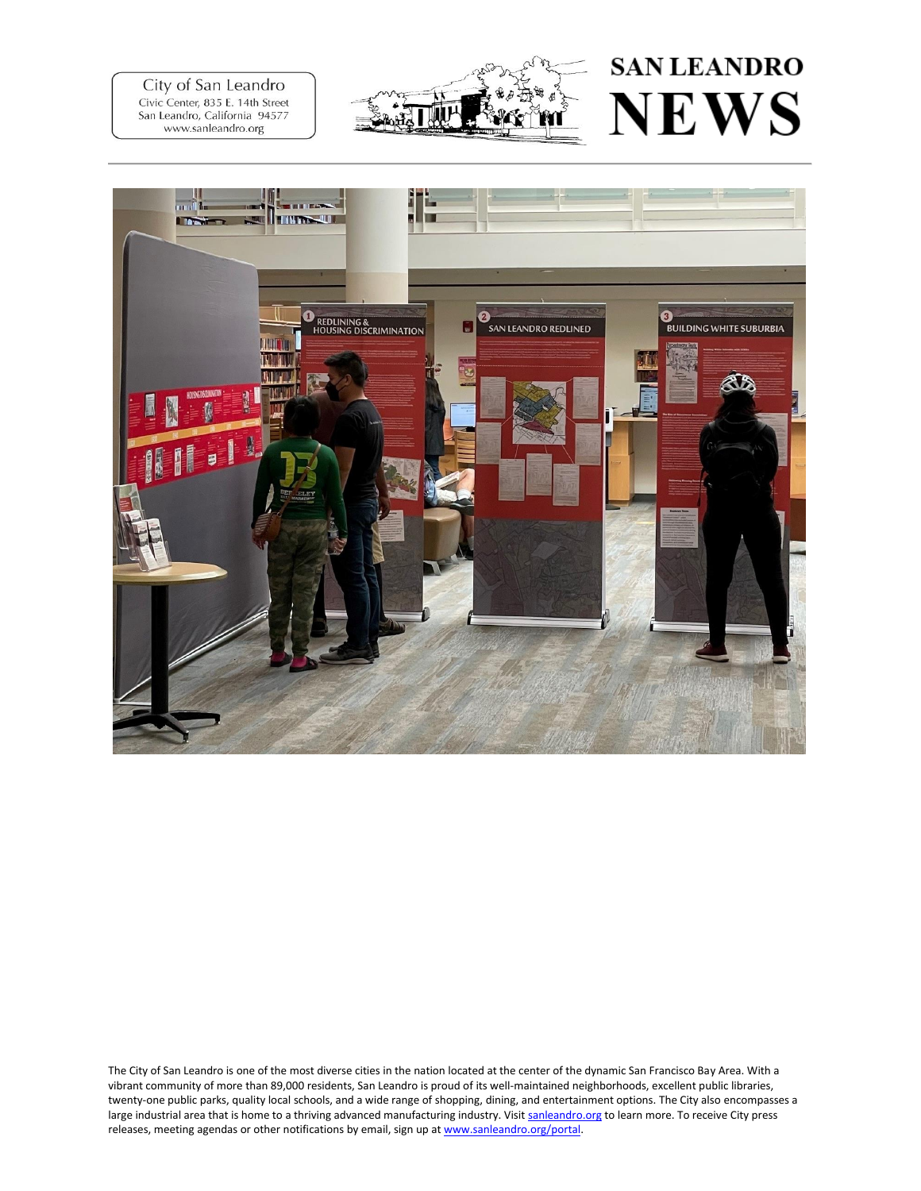City of San Leandro
Civic Center, 835 E. 14th Street
San Leandro, California 94577
www.sanleandro.org

# SAN LEANDRO NEWS

The City of San Leandro is one of the most diverse cities in the nation located at the center of the dynamic San Francisco Bay Area. With a vibrant community of more than 89,000 residents, San Leandro is proud of its well-maintained neighborhoods, excellent public libraries, twenty-one public parks, quality local schools, and a wide range of shopping, dining, and entertainment options. The City also encompasses a large industrial area that is home to a thriving advanced manufacturing industry. Visit [sanleandro.org](http://sanleandro.org) to learn more. To receive City press releases, meeting agendas or other notifications by email, sign up at [www.sanleandro.org/portal](http://www.sanleandro.org/portal).